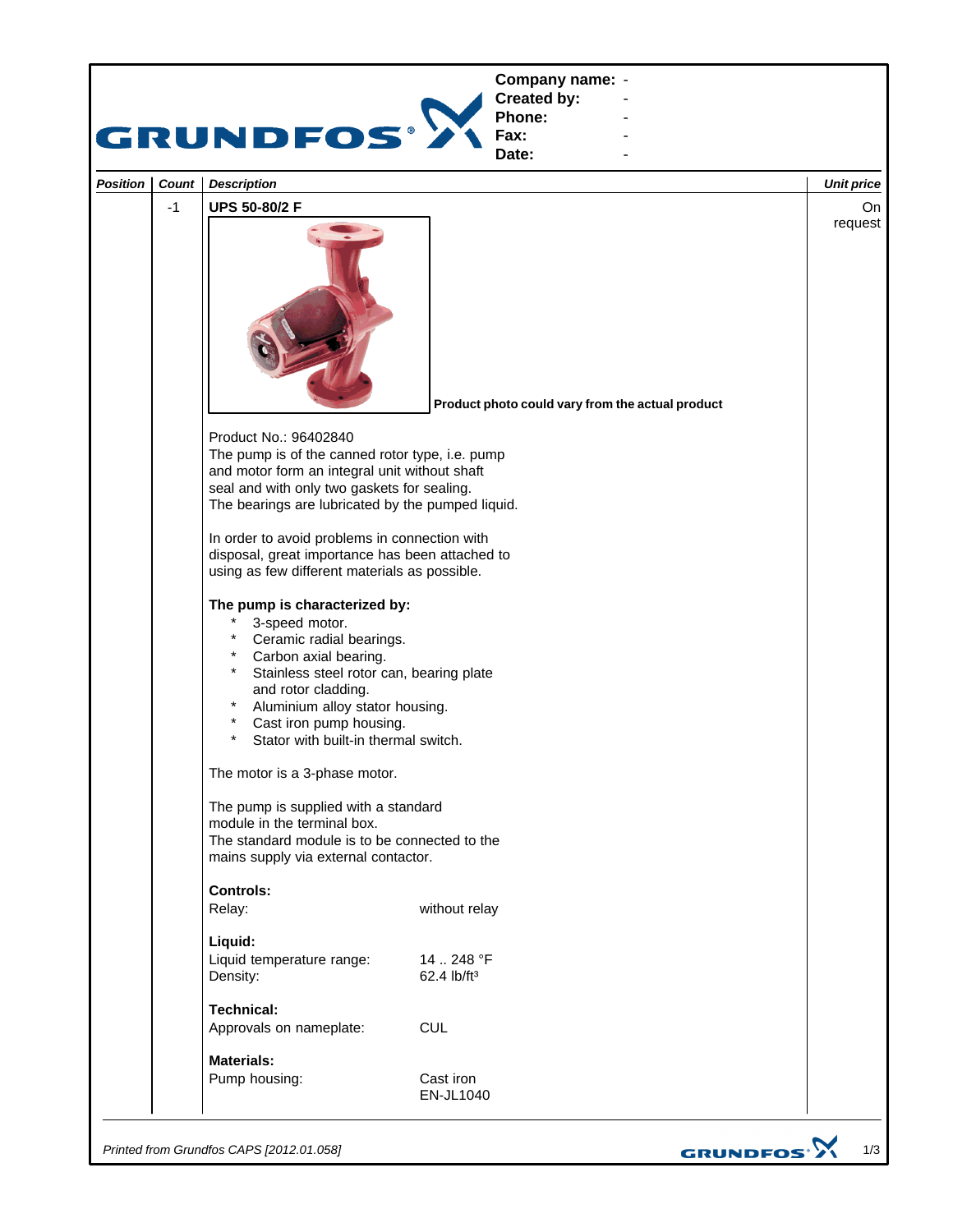| Company name: | - |
|---|---|
| Created by: | - |
| Phone: | - |
| Fax: | - |
| Date: | - |

| Position | Count | Description | Unit price |
|---|---|---|---|
| | -1 | **UPS 50-80/2 F** | On request |

**Product photo could vary from the actual product**

Product No.: 96402840
The pump is of the canned rotor type, i.e. pump and motor form an integral unit without shaft seal and with only two gaskets for sealing.
The bearings are lubricated by the pumped liquid.

In order to avoid problems in connection with disposal, great importance has been attached to using as few different materials as possible.

**The pump is characterized by:**

* 3-speed motor.
* Ceramic radial bearings.
* Carbon axial bearing.
* Stainless steel rotor can, bearing plate and rotor cladding.
* Aluminium alloy stator housing.
* Cast iron pump housing.
* Stator with built-in thermal switch.

The motor is a 3-phase motor.

The pump is supplied with a standard module in the terminal box.
The standard module is to be connected to the mains supply via external contactor.

**Controls:**

| | |
|---|---|
| Relay: | without relay |

**Liquid:**

| | |
|---|---|
| Liquid temperature range: | 14 .. 248 °F |
| Density: | 62.4 lb/ft³ |

**Technical:**

| | |
|---|---|
| Approvals on nameplate: | CUL |

**Materials:**

| | |
|---|---|
| Pump housing: | Cast iron EN-JL1040 |

*Printed from Grundfos CAPS [2012.01.058]*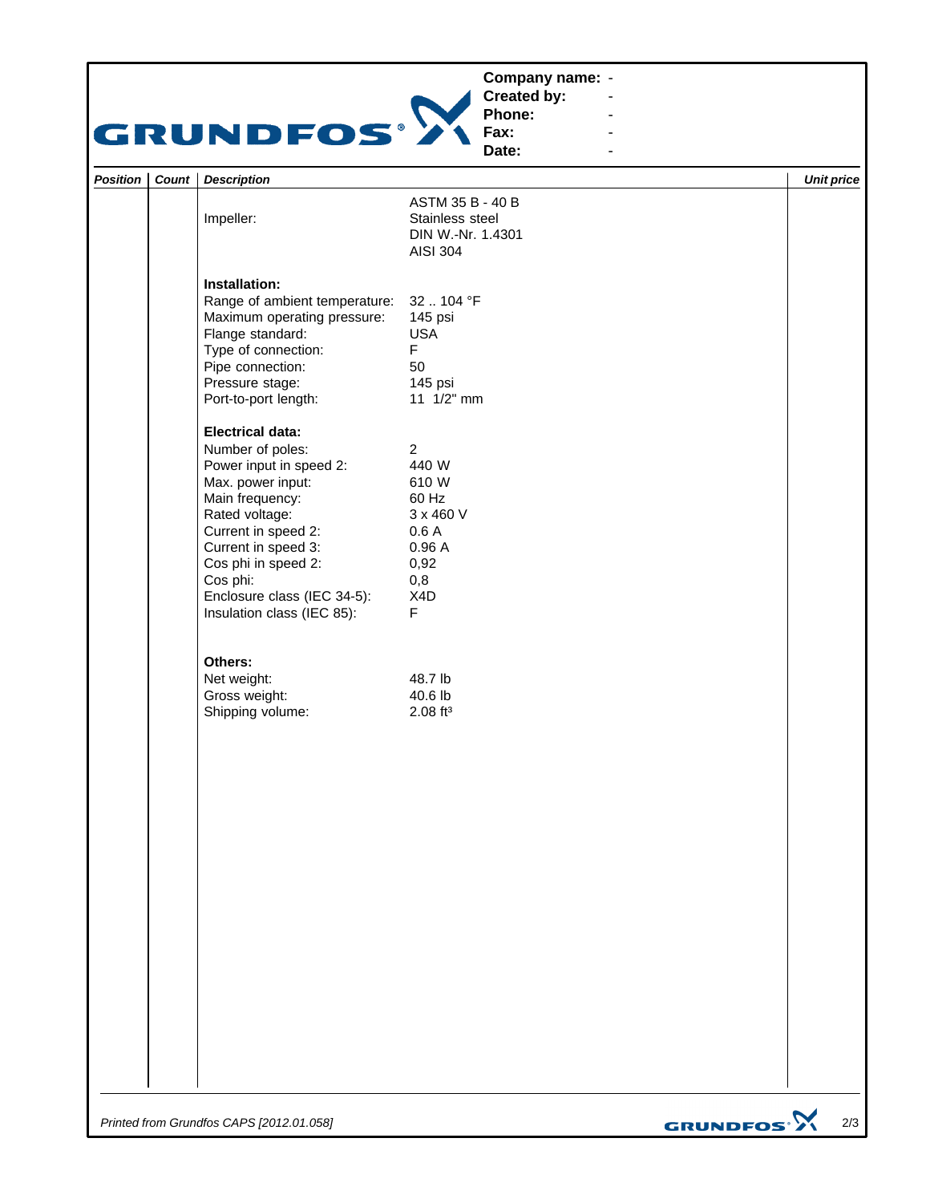| | |
|---|---|
| **Company name:** | - |
| **Created by:** | - |
| **Phone:** | - |
| **Fax:** | - |
| **Date:** | - |

| *Position* | *Count* | *Description* | | *Unit price* |
|---|---|---|---|---|
| | | | ASTM 35 B - 40 B | |
| | | Impeller: | Stainless steel | |
| | | | DIN W.-Nr. 1.4301 | |
| | | | AISI 304 | |
| | | **Installation:** | | |
| | | Range of ambient temperature: | 32 .. 104 °F | |
| | | Maximum operating pressure: | 145 psi | |
| | | Flange standard: | USA | |
| | | Type of connection: | F | |
| | | Pipe connection: | 50 | |
| | | Pressure stage: | 145 psi | |
| | | Port-to-port length: | 11 1/2" mm | |
| | | **Electrical data:** | | |
| | | Number of poles: | 2 | |
| | | Power input in speed 2: | 440 W | |
| | | Max. power input: | 610 W | |
| | | Main frequency: | 60 Hz | |
| | | Rated voltage: | 3 x 460 V | |
| | | Current in speed 2: | 0.6 A | |
| | | Current in speed 3: | 0.96 A | |
| | | Cos phi in speed 2: | 0,92 | |
| | | Cos phi: | 0,8 | |
| | | Enclosure class (IEC 34-5): | X4D | |
| | | Insulation class (IEC 85): | F | |
| | | **Others:** | | |
| | | Net weight: | 48.7 lb | |
| | | Gross weight: | 40.6 lb | |
| | | Shipping volume: | 2.08 ft³ | |

*Printed from Grundfos CAPS [2012.01.058]*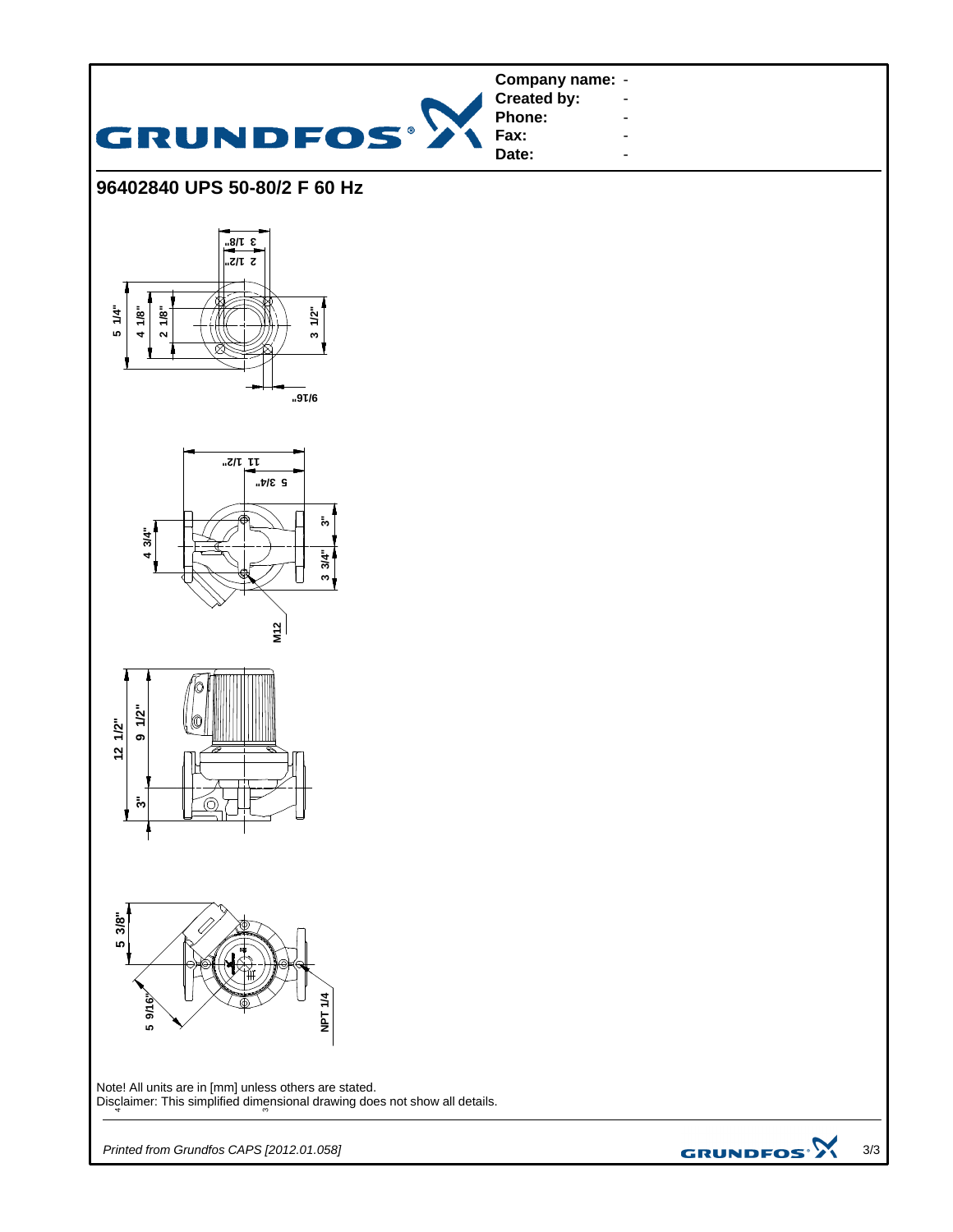**Company name:** -
**Created by:** -
**Phone:** -
**Fax:** -
**Date:** -

## 96402840 UPS 50-80/2 F 60 Hz

3 1/8"
2 1/2"
5 1/4"
4 1/8"
2 1/8"
3 1/2"
9/16"

11 1/2"
5 3/4"
4 3/4"
3"
3 3/4"
M12

12 1/2"
9 1/2"
3"

5 3/8"
5 9/16"
NPT 1/4

Note! All units are in [mm] unless others are stated.
Disclaimer: This simplified dimensional drawing does not show all details.

*Printed from Grundfos CAPS [2012.01.058]*